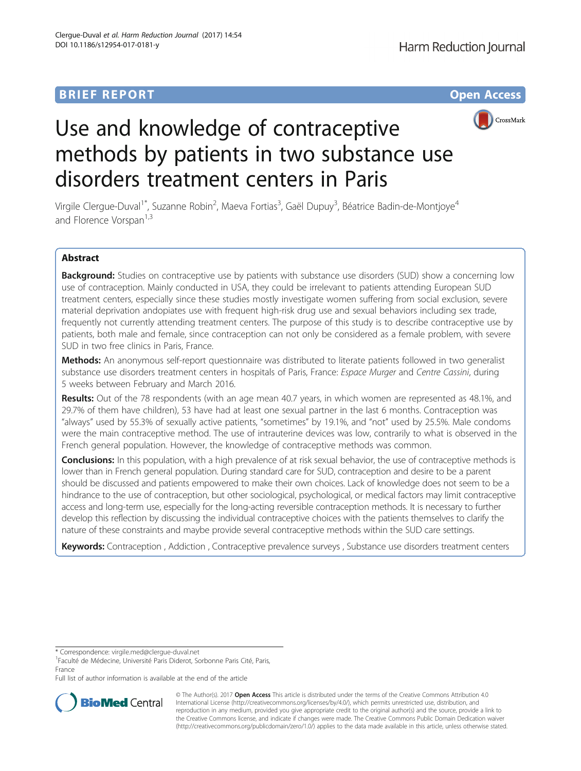**BRIEF REPORT** **Open Access**

# Use and knowledge of contraceptive methods by patients in two substance use disorders treatment centers in Paris

Virgile Clergue-Duval[1*], Suzanne Robin[2], Maeva Fortias[3], Gaël Dupuy[3], Béatrice Badin-de-Montjoye[4] and Florence Vorspan[1,3]

## Abstract

**Background:** Studies on contraceptive use by patients with substance use disorders (SUD) show a concerning low use of contraception. Mainly conducted in USA, they could be irrelevant to patients attending European SUD treatment centers, especially since these studies mostly investigate women suffering from social exclusion, severe material deprivation andopiates use with frequent high-risk drug use and sexual behaviors including sex trade, frequently not currently attending treatment centers. The purpose of this study is to describe contraceptive use by patients, both male and female, since contraception can not only be considered as a female problem, with severe SUD in two free clinics in Paris, France.

**Methods:** An anonymous self-report questionnaire was distributed to literate patients followed in two generalist substance use disorders treatment centers in hospitals of Paris, France: *Espace Murger* and *Centre Cassini*, during 5 weeks between February and March 2016.

**Results:** Out of the 78 respondents (with an age mean 40.7 years, in which women are represented as 48.1%, and 29.7% of them have children), 53 have had at least one sexual partner in the last 6 months. Contraception was "always" used by 55.3% of sexually active patients, "sometimes" by 19.1%, and "not" used by 25.5%. Male condoms were the main contraceptive method. The use of intrauterine devices was low, contrarily to what is observed in the French general population. However, the knowledge of contraceptive methods was common.

**Conclusions:** In this population, with a high prevalence of at risk sexual behavior, the use of contraceptive methods is lower than in French general population. During standard care for SUD, contraception and desire to be a parent should be discussed and patients empowered to make their own choices. Lack of knowledge does not seem to be a hindrance to the use of contraception, but other sociological, psychological, or medical factors may limit contraceptive access and long-term use, especially for the long-acting reversible contraception methods. It is necessary to further develop this reflection by discussing the individual contraceptive choices with the patients themselves to clarify the nature of these constraints and maybe provide several contraceptive methods within the SUD care settings.

**Keywords:** Contraception , Addiction , Contraceptive prevalence surveys , Substance use disorders treatment centers

\* Correspondence: virgile.med@clergue-duval.net
[1]Faculté de Médecine, Université Paris Diderot, Sorbonne Paris Cité, Paris, France
Full list of author information is available at the end of the article

© The Author(s). 2017 **Open Access** This article is distributed under the terms of the Creative Commons Attribution 4.0 International License (http://creativecommons.org/licenses/by/4.0/), which permits unrestricted use, distribution, and reproduction in any medium, provided you give appropriate credit to the original author(s) and the source, provide a link to the Creative Commons license, and indicate if changes were made. The Creative Commons Public Domain Dedication waiver (http://creativecommons.org/publicdomain/zero/1.0/) applies to the data made available in this article, unless otherwise stated.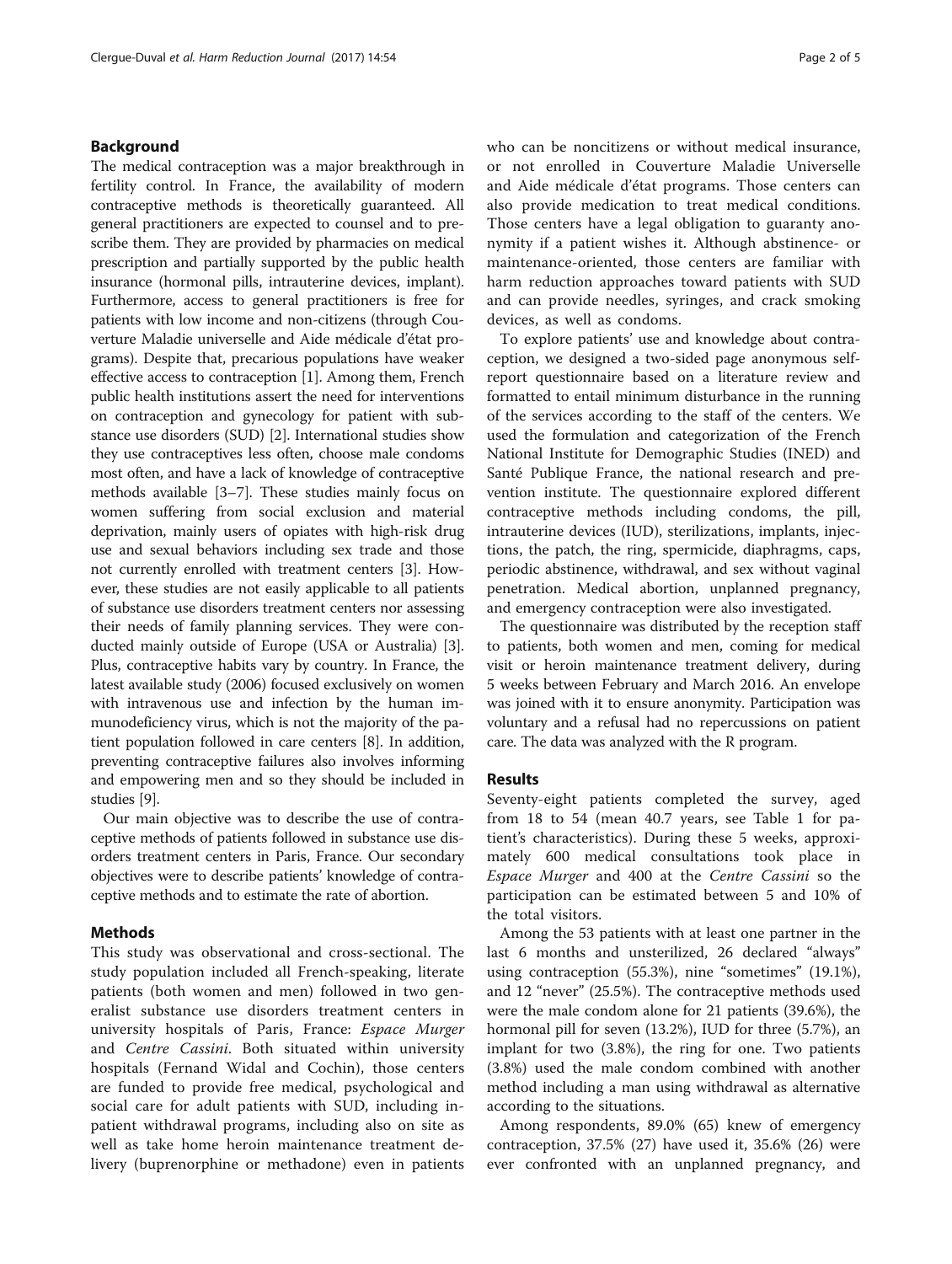## Background

The medical contraception was a major breakthrough in fertility control. In France, the availability of modern contraceptive methods is theoretically guaranteed. All general practitioners are expected to counsel and to prescribe them. They are provided by pharmacies on medical prescription and partially supported by the public health insurance (hormonal pills, intrauterine devices, implant). Furthermore, access to general practitioners is free for patients with low income and non-citizens (through Couverture Maladie universelle and Aide médicale d'état programs). Despite that, precarious populations have weaker effective access to contraception [1]. Among them, French public health institutions assert the need for interventions on contraception and gynecology for patient with substance use disorders (SUD) [2]. International studies show they use contraceptives less often, choose male condoms most often, and have a lack of knowledge of contraceptive methods available [3–7]. These studies mainly focus on women suffering from social exclusion and material deprivation, mainly users of opiates with high-risk drug use and sexual behaviors including sex trade and those not currently enrolled with treatment centers [3]. However, these studies are not easily applicable to all patients of substance use disorders treatment centers nor assessing their needs of family planning services. They were conducted mainly outside of Europe (USA or Australia) [3]. Plus, contraceptive habits vary by country. In France, the latest available study (2006) focused exclusively on women with intravenous use and infection by the human immunodeficiency virus, which is not the majority of the patient population followed in care centers [8]. In addition, preventing contraceptive failures also involves informing and empowering men and so they should be included in studies [9].

Our main objective was to describe the use of contraceptive methods of patients followed in substance use disorders treatment centers in Paris, France. Our secondary objectives were to describe patients' knowledge of contraceptive methods and to estimate the rate of abortion.

## Methods

This study was observational and cross-sectional. The study population included all French-speaking, literate patients (both women and men) followed in two generalist substance use disorders treatment centers in university hospitals of Paris, France: *Espace Murger* and *Centre Cassini*. Both situated within university hospitals (Fernand Widal and Cochin), those centers are funded to provide free medical, psychological and social care for adult patients with SUD, including inpatient withdrawal programs, including also on site as well as take home heroin maintenance treatment delivery (buprenorphine or methadone) even in patients who can be noncitizens or without medical insurance, or not enrolled in Couverture Maladie Universelle and Aide médicale d'état programs. Those centers can also provide medication to treat medical conditions. Those centers have a legal obligation to guaranty anonymity if a patient wishes it. Although abstinence- or maintenance-oriented, those centers are familiar with harm reduction approaches toward patients with SUD and can provide needles, syringes, and crack smoking devices, as well as condoms.

To explore patients' use and knowledge about contraception, we designed a two-sided page anonymous self-report questionnaire based on a literature review and formatted to entail minimum disturbance in the running of the services according to the staff of the centers. We used the formulation and categorization of the French National Institute for Demographic Studies (INED) and Santé Publique France, the national research and prevention institute. The questionnaire explored different contraceptive methods including condoms, the pill, intrauterine devices (IUD), sterilizations, implants, injections, the patch, the ring, spermicide, diaphragms, caps, periodic abstinence, withdrawal, and sex without vaginal penetration. Medical abortion, unplanned pregnancy, and emergency contraception were also investigated.

The questionnaire was distributed by the reception staff to patients, both women and men, coming for medical visit or heroin maintenance treatment delivery, during 5 weeks between February and March 2016. An envelope was joined with it to ensure anonymity. Participation was voluntary and a refusal had no repercussions on patient care. The data was analyzed with the R program.

## Results

Seventy-eight patients completed the survey, aged from 18 to 54 (mean 40.7 years, see Table 1 for patient's characteristics). During these 5 weeks, approximately 600 medical consultations took place in *Espace Murger* and 400 at the *Centre Cassini* so the participation can be estimated between 5 and 10% of the total visitors.

Among the 53 patients with at least one partner in the last 6 months and unsterilized, 26 declared "always" using contraception (55.3%), nine "sometimes" (19.1%), and 12 "never" (25.5%). The contraceptive methods used were the male condom alone for 21 patients (39.6%), the hormonal pill for seven (13.2%), IUD for three (5.7%), an implant for two (3.8%), the ring for one. Two patients (3.8%) used the male condom combined with another method including a man using withdrawal as alternative according to the situations.

Among respondents, 89.0% (65) knew of emergency contraception, 37.5% (27) have used it, 35.6% (26) were ever confronted with an unplanned pregnancy, and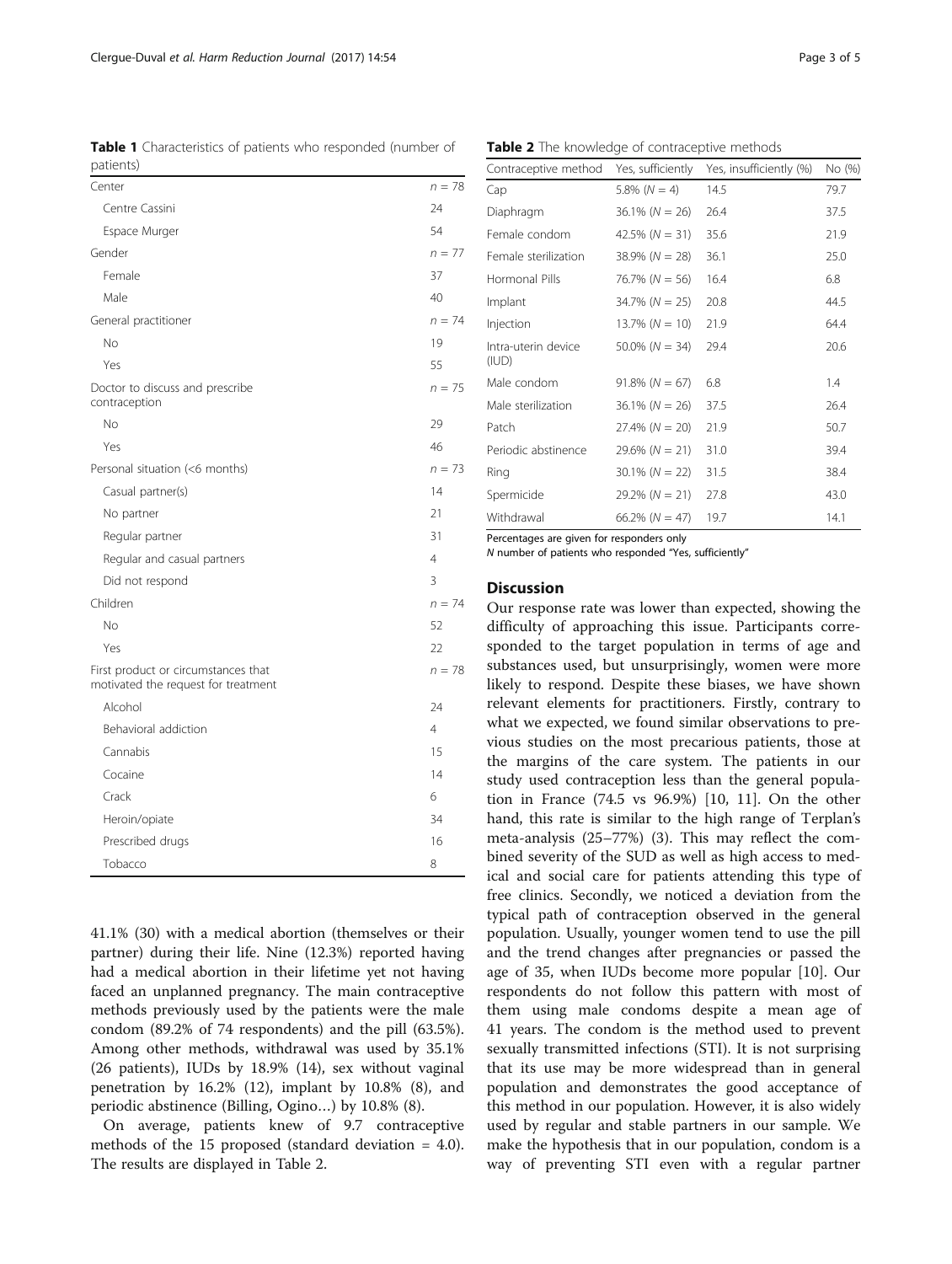**Table 1** Characteristics of patients who responded (number of patients)

| | |
|---|---|
| Center | $n = 78$ |
| Centre Cassini | 24 |
| Espace Murger | 54 |
| Gender | $n = 77$ |
| Female | 37 |
| Male | 40 |
| General practitioner | $n = 74$ |
| No | 19 |
| Yes | 55 |
| Doctor to discuss and prescribe contraception | $n = 75$ |
| No | 29 |
| Yes | 46 |
| Personal situation (<6 months) | $n = 73$ |
| Casual partner(s) | 14 |
| No partner | 21 |
| Regular partner | 31 |
| Regular and casual partners | 4 |
| Did not respond | 3 |
| Children | $n = 74$ |
| No | 52 |
| Yes | 22 |
| First product or circumstances that motivated the request for treatment | $n = 78$ |
| Alcohol | 24 |
| Behavioral addiction | 4 |
| Cannabis | 15 |
| Cocaine | 14 |
| Crack | 6 |
| Heroin/opiate | 34 |
| Prescribed drugs | 16 |
| Tobacco | 8 |

41.1% (30) with a medical abortion (themselves or their partner) during their life. Nine (12.3%) reported having had a medical abortion in their lifetime yet not having faced an unplanned pregnancy. The main contraceptive methods previously used by the patients were the male condom (89.2% of 74 respondents) and the pill (63.5%). Among other methods, withdrawal was used by 35.1% (26 patients), IUDs by 18.9% (14), sex without vaginal penetration by 16.2% (12), implant by 10.8% (8), and periodic abstinence (Billing, Ogino…) by 10.8% (8).

On average, patients knew of 9.7 contraceptive methods of the 15 proposed (standard deviation = 4.0). The results are displayed in Table 2.

**Table 2** The knowledge of contraceptive methods

| Contraceptive method | Yes, sufficiently | Yes, insufficiently (%) | No (%) |
|---|---|---|---|
| Cap | 5.8% ($N = 4$) | 14.5 | 79.7 |
| Diaphragm | 36.1% ($N = 26$) | 26.4 | 37.5 |
| Female condom | 42.5% ($N = 31$) | 35.6 | 21.9 |
| Female sterilization | 38.9% ($N = 28$) | 36.1 | 25.0 |
| Hormonal Pills | 76.7% ($N = 56$) | 16.4 | 6.8 |
| Implant | 34.7% ($N = 25$) | 20.8 | 44.5 |
| Injection | 13.7% ($N = 10$) | 21.9 | 64.4 |
| Intra-uterin device (IUD) | 50.0% ($N = 34$) | 29.4 | 20.6 |
| Male condom | 91.8% ($N = 67$) | 6.8 | 1.4 |
| Male sterilization | 36.1% ($N = 26$) | 37.5 | 26.4 |
| Patch | 27.4% ($N = 20$) | 21.9 | 50.7 |
| Periodic abstinence | 29.6% ($N = 21$) | 31.0 | 39.4 |
| Ring | 30.1% ($N = 22$) | 31.5 | 38.4 |
| Spermicide | 29.2% ($N = 21$) | 27.8 | 43.0 |
| Withdrawal | 66.2% ($N = 47$) | 19.7 | 14.1 |

Percentages are given for responders only
*N* number of patients who responded "Yes, sufficiently"

## Discussion

Our response rate was lower than expected, showing the difficulty of approaching this issue. Participants corresponded to the target population in terms of age and substances used, but unsurprisingly, women were more likely to respond. Despite these biases, we have shown relevant elements for practitioners. Firstly, contrary to what we expected, we found similar observations to previous studies on the most precarious patients, those at the margins of the care system. The patients in our study used contraception less than the general population in France (74.5 vs 96.9%) [10, 11]. On the other hand, this rate is similar to the high range of Terplan's meta-analysis (25–77%) (3). This may reflect the combined severity of the SUD as well as high access to medical and social care for patients attending this type of free clinics. Secondly, we noticed a deviation from the typical path of contraception observed in the general population. Usually, younger women tend to use the pill and the trend changes after pregnancies or passed the age of 35, when IUDs become more popular [10]. Our respondents do not follow this pattern with most of them using male condoms despite a mean age of 41 years. The condom is the method used to prevent sexually transmitted infections (STI). It is not surprising that its use may be more widespread than in general population and demonstrates the good acceptance of this method in our population. However, it is also widely used by regular and stable partners in our sample. We make the hypothesis that in our population, condom is a way of preventing STI even with a regular partner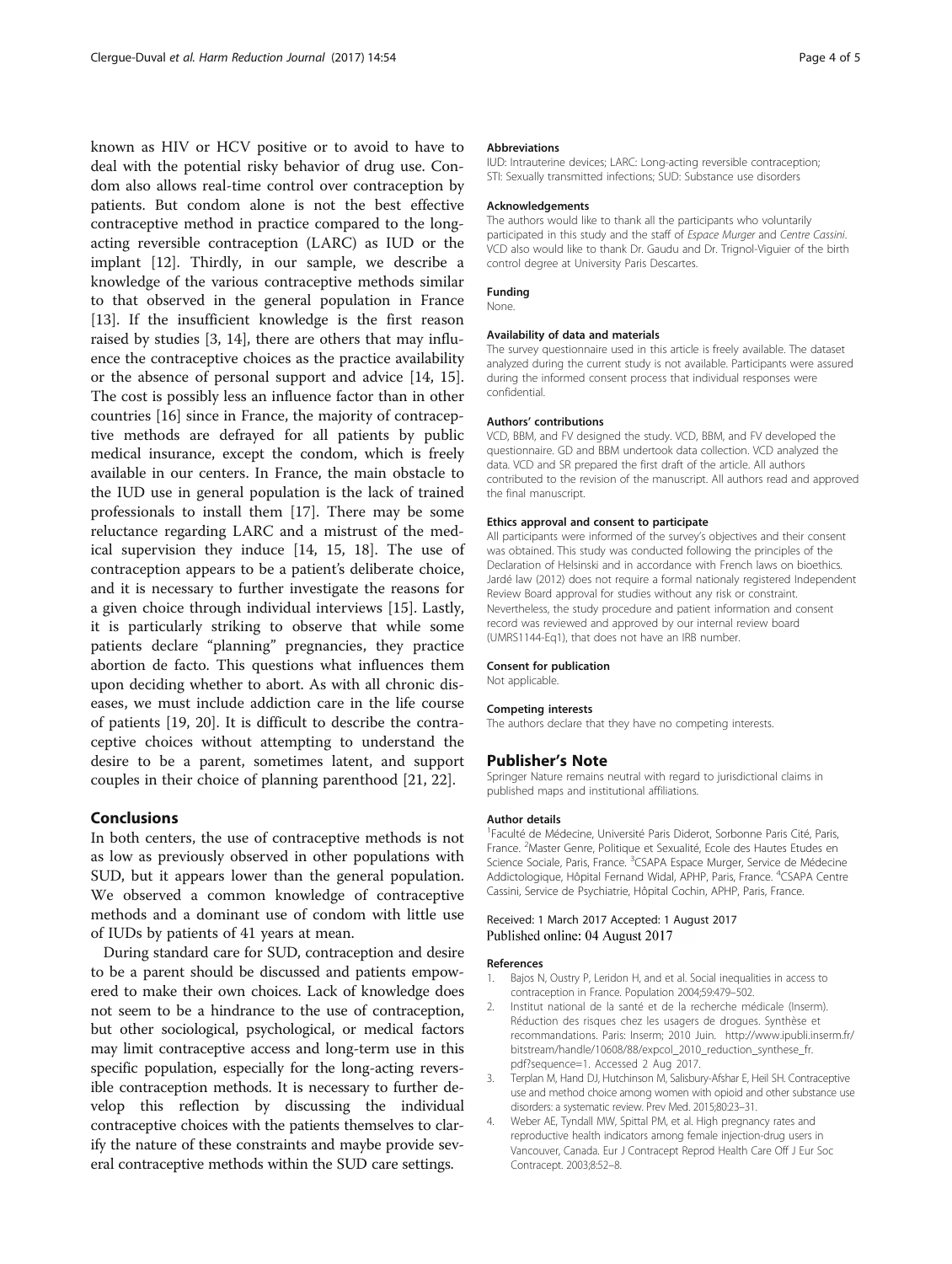known as HIV or HCV positive or to avoid to have to deal with the potential risky behavior of drug use. Condom also allows real-time control over contraception by patients. But condom alone is not the best effective contraceptive method in practice compared to the long-acting reversible contraception (LARC) as IUD or the implant [12]. Thirdly, in our sample, we describe a knowledge of the various contraceptive methods similar to that observed in the general population in France [13]. If the insufficient knowledge is the first reason raised by studies [3, 14], there are others that may influence the contraceptive choices as the practice availability or the absence of personal support and advice [14, 15]. The cost is possibly less an influence factor than in other countries [16] since in France, the majority of contraceptive methods are defrayed for all patients by public medical insurance, except the condom, which is freely available in our centers. In France, the main obstacle to the IUD use in general population is the lack of trained professionals to install them [17]. There may be some reluctance regarding LARC and a mistrust of the medical supervision they induce [14, 15, 18]. The use of contraception appears to be a patient's deliberate choice, and it is necessary to further investigate the reasons for a given choice through individual interviews [15]. Lastly, it is particularly striking to observe that while some patients declare "planning" pregnancies, they practice abortion de facto. This questions what influences them upon deciding whether to abort. As with all chronic diseases, we must include addiction care in the life course of patients [19, 20]. It is difficult to describe the contraceptive choices without attempting to understand the desire to be a parent, sometimes latent, and support couples in their choice of planning parenthood [21, 22].

## Conclusions

In both centers, the use of contraceptive methods is not as low as previously observed in other populations with SUD, but it appears lower than the general population. We observed a common knowledge of contraceptive methods and a dominant use of condom with little use of IUDs by patients of 41 years at mean.

During standard care for SUD, contraception and desire to be a parent should be discussed and patients empowered to make their own choices. Lack of knowledge does not seem to be a hindrance to the use of contraception, but other sociological, psychological, or medical factors may limit contraceptive access and long-term use in this specific population, especially for the long-acting reversible contraception methods. It is necessary to further develop this reflection by discussing the individual contraceptive choices with the patients themselves to clarify the nature of these constraints and maybe provide several contraceptive methods within the SUD care settings.

#### Abbreviations

IUD: Intrauterine devices; LARC: Long-acting reversible contraception; STI: Sexually transmitted infections; SUD: Substance use disorders

#### Acknowledgements

The authors would like to thank all the participants who voluntarily participated in this study and the staff of *Espace Murger* and *Centre Cassini*. VCD also would like to thank Dr. Gaudu and Dr. Trignol-Viguier of the birth control degree at University Paris Descartes.

#### Funding

None.

#### Availability of data and materials

The survey questionnaire used in this article is freely available. The dataset analyzed during the current study is not available. Participants were assured during the informed consent process that individual responses were confidential.

#### Authors' contributions

VCD, BBM, and FV designed the study. VCD, BBM, and FV developed the questionnaire. GD and BBM undertook data collection. VCD analyzed the data. VCD and SR prepared the first draft of the article. All authors contributed to the revision of the manuscript. All authors read and approved the final manuscript.

#### Ethics approval and consent to participate

All participants were informed of the survey's objectives and their consent was obtained. This study was conducted following the principles of the Declaration of Helsinki and in accordance with French laws on bioethics. Jardé law (2012) does not require a formal nationaly registered Independent Review Board approval for studies without any risk or constraint. Nevertheless, the study procedure and patient information and consent record was reviewed and approved by our internal review board (UMRS1144-Eq1), that does not have an IRB number.

#### Consent for publication

Not applicable.

#### Competing interests

The authors declare that they have no competing interests.

## Publisher's Note

Springer Nature remains neutral with regard to jurisdictional claims in published maps and institutional affiliations.

#### Author details

[1]Faculté de Médecine, Université Paris Diderot, Sorbonne Paris Cité, Paris, France. [2]Master Genre, Politique et Sexualité, Ecole des Hautes Etudes en Science Sociale, Paris, France. [3]CSAPA Espace Murger, Service de Médecine Addictologique, Hôpital Fernand Widal, APHP, Paris, France. [4]CSAPA Centre Cassini, Service de Psychiatrie, Hôpital Cochin, APHP, Paris, France.

Received: 1 March 2017 Accepted: 1 August 2017
Published online: 04 August 2017

#### References

1. Bajos N, Oustry P, Leridon H, and et al. Social inequalities in access to contraception in France. Population 2004;59:479–502.
2. Institut national de la santé et de la recherche médicale (Inserm). Réduction des risques chez les usagers de drogues. Synthèse et recommandations. Paris: Inserm; 2010 Juin. http://www.ipubli.inserm.fr/bitstream/handle/10608/88/expcol_2010_reduction_synthese_fr.pdf?sequence=1. Accessed 2 Aug 2017.
3. Terplan M, Hand DJ, Hutchinson M, Salisbury-Afshar E, Heil SH. Contraceptive use and method choice among women with opioid and other substance use disorders: a systematic review. Prev Med. 2015;80:23–31.
4. Weber AE, Tyndall MW, Spittal PM, et al. High pregnancy rates and reproductive health indicators among female injection-drug users in Vancouver, Canada. Eur J Contracept Reprod Health Care Off J Eur Soc Contracept. 2003;8:52–8.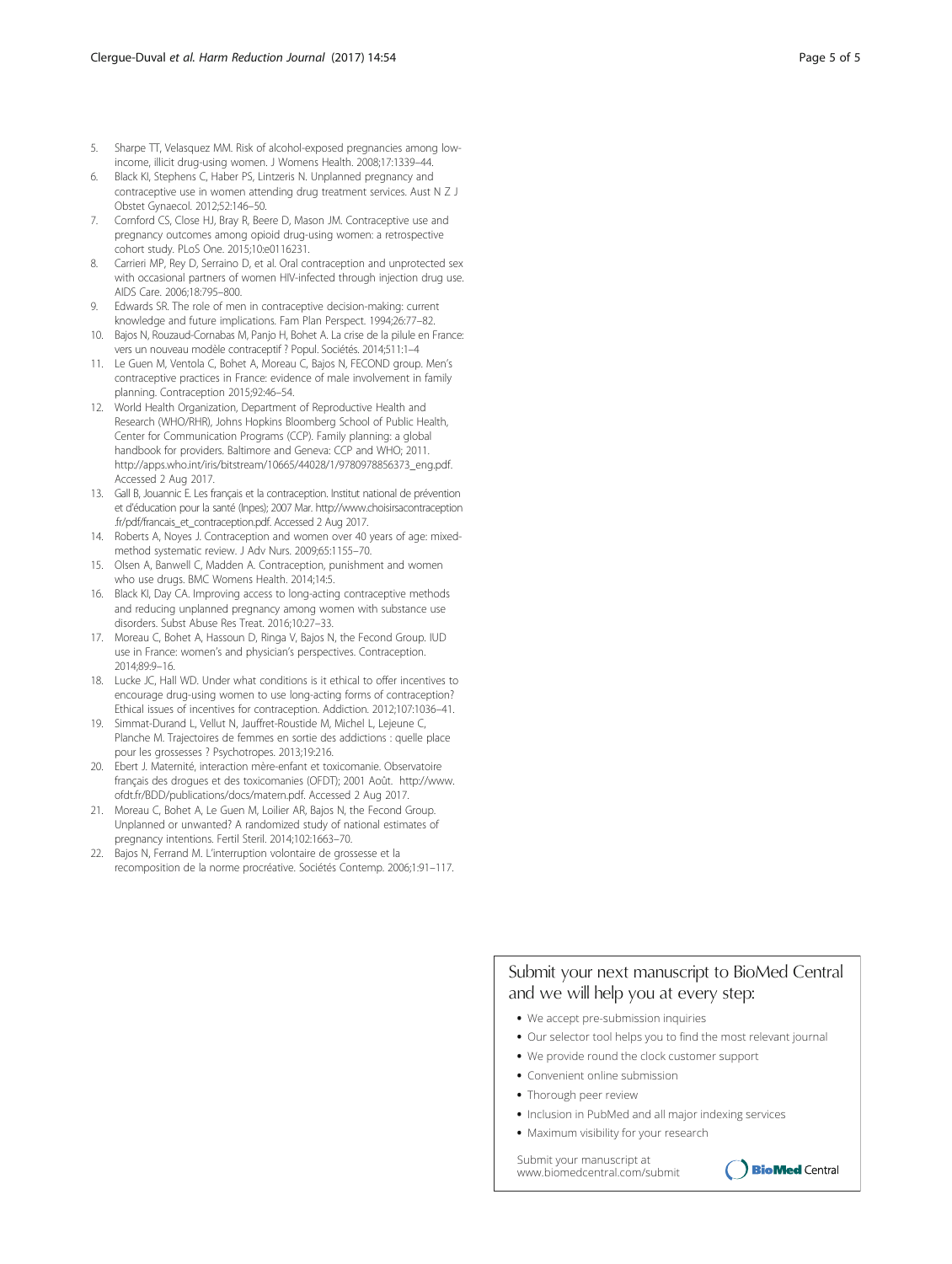5. Sharpe TT, Velasquez MM. Risk of alcohol-exposed pregnancies among low-income, illicit drug-using women. J Womens Health. 2008;17:1339–44.
6. Black KI, Stephens C, Haber PS, Lintzeris N. Unplanned pregnancy and contraceptive use in women attending drug treatment services. Aust N Z J Obstet Gynaecol. 2012;52:146–50.
7. Cornford CS, Close HJ, Bray R, Beere D, Mason JM. Contraceptive use and pregnancy outcomes among opioid drug-using women: a retrospective cohort study. PLoS One. 2015;10:e0116231.
8. Carrieri MP, Rey D, Serraino D, et al. Oral contraception and unprotected sex with occasional partners of women HIV-infected through injection drug use. AIDS Care. 2006;18:795–800.
9. Edwards SR. The role of men in contraceptive decision-making: current knowledge and future implications. Fam Plan Perspect. 1994;26:77–82.
10. Bajos N, Rouzaud-Cornabas M, Panjo H, Bohet A. La crise de la pilule en France: vers un nouveau modèle contraceptif ? Popul. Sociétés. 2014;511:1–4
11. Le Guen M, Ventola C, Bohet A, Moreau C, Bajos N, FECOND group. Men's contraceptive practices in France: evidence of male involvement in family planning. Contraception 2015;92:46–54.
12. World Health Organization, Department of Reproductive Health and Research (WHO/RHR), Johns Hopkins Bloomberg School of Public Health, Center for Communication Programs (CCP). Family planning: a global handbook for providers. Baltimore and Geneva: CCP and WHO; 2011. http://apps.who.int/iris/bitstream/10665/44028/1/9780978856373_eng.pdf. Accessed 2 Aug 2017.
13. Gall B, Jouannic E. Les français et la contraception. Institut national de prévention et d'éducation pour la santé (Inpes); 2007 Mar. http://www.choisirsacontraception.fr/pdf/francais_et_contraception.pdf. Accessed 2 Aug 2017.
14. Roberts A, Noyes J. Contraception and women over 40 years of age: mixed-method systematic review. J Adv Nurs. 2009;65:1155–70.
15. Olsen A, Banwell C, Madden A. Contraception, punishment and women who use drugs. BMC Womens Health. 2014;14:5.
16. Black KI, Day CA. Improving access to long-acting contraceptive methods and reducing unplanned pregnancy among women with substance use disorders. Subst Abuse Res Treat. 2016;10:27–33.
17. Moreau C, Bohet A, Hassoun D, Ringa V, Bajos N, the Fecond Group. IUD use in France: women's and physician's perspectives. Contraception. 2014;89:9–16.
18. Lucke JC, Hall WD. Under what conditions is it ethical to offer incentives to encourage drug-using women to use long-acting forms of contraception? Ethical issues of incentives for contraception. Addiction. 2012;107:1036–41.
19. Simmat-Durand L, Vellut N, Jauffret-Roustide M, Michel L, Lejeune C, Planche M. Trajectoires de femmes en sortie des addictions : quelle place pour les grossesses ? Psychotropes. 2013;19:216.
20. Ebert J. Maternité, interaction mère-enfant et toxicomanie. Observatoire français des drogues et des toxicomanies (OFDT); 2001 Août. http://www.ofdt.fr/BDD/publications/docs/matern.pdf. Accessed 2 Aug 2017.
21. Moreau C, Bohet A, Le Guen M, Loilier AR, Bajos N, the Fecond Group. Unplanned or unwanted? A randomized study of national estimates of pregnancy intentions. Fertil Steril. 2014;102:1663–70.
22. Bajos N, Ferrand M. L'interruption volontaire de grossesse et la recomposition de la norme procréative. Sociétés Contemp. 2006;1:91–117.

Submit your next manuscript to BioMed Central and we will help you at every step:

- We accept pre-submission inquiries
- Our selector tool helps you to find the most relevant journal
- We provide round the clock customer support
- Convenient online submission
- Thorough peer review
- Inclusion in PubMed and all major indexing services
- Maximum visibility for your research

Submit your manuscript at www.biomedcentral.com/submit

BioMed Central